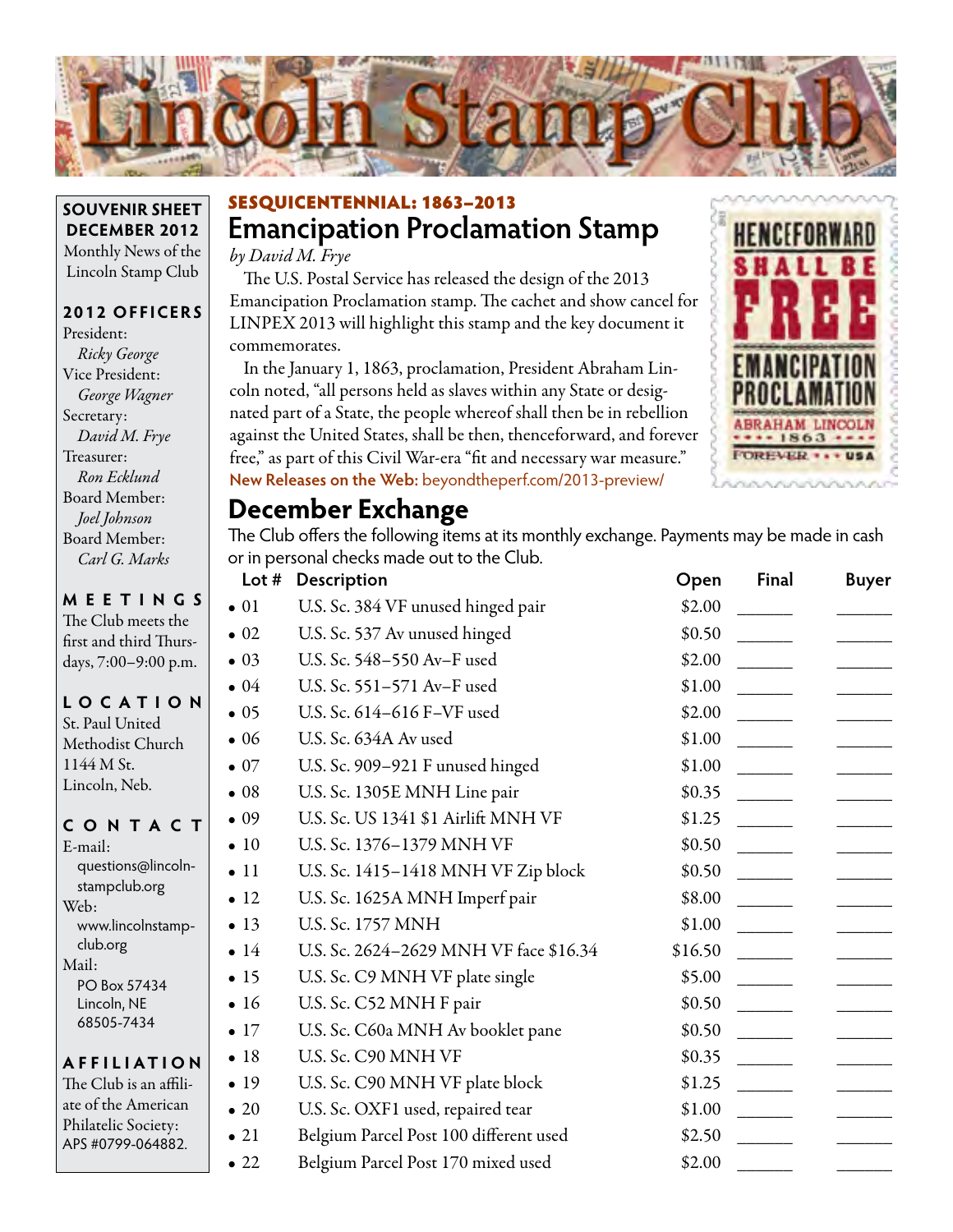# Lincoln Stamp Club

**SOUVENIR SHEET**
**DECEMBER 2012**
Monthly News of the Lincoln Stamp Club

**2012 OFFICERS**
President:
*Ricky George*
Vice President:
*George Wagner*
Secretary:
*David M. Frye*
Treasurer:
*Ron Ecklund*
Board Member:
*Joel Johnson*
Board Member:
*Carl G. Marks*

**MEETINGS**
The Club meets the first and third Thursdays, 7:00–9:00 p.m.

**LOCATION**
St. Paul United Methodist Church
1144 M St.
Lincoln, Neb.

**CONTACT**
E-mail:
questions@lincolnstampclub.org
Web:
www.lincolnstampclub.org
Mail:
PO Box 57434
Lincoln, NE
68505-7434

**AFFILIATION**
The Club is an affiliate of the American Philatelic Society: APS #0799-064882.

**SESQUICENTENNIAL: 1863–2013**

## Emancipation Proclamation Stamp

*by David M. Frye*

The U.S. Postal Service has released the design of the 2013 Emancipation Proclamation stamp. The cachet and show cancel for LINPEX 2013 will highlight this stamp and the key document it commemorates.

In the January 1, 1863, proclamation, President Abraham Lincoln noted, "all persons held as slaves within any State or designated part of a State, the people whereof shall then be in rebellion against the United States, shall be then, thenceforward, and forever free," as part of this Civil War-era "fit and necessary war measure."

**New Releases on the Web:** beyondtheperf.com/2013-preview/

## December Exchange

The Club offers the following items at its monthly exchange. Payments may be made in cash or in personal checks made out to the Club.

| Lot # | Description | Open | Final | Buyer |
|---|---|---|---|---|
| • 01 | U.S. Sc. 384 VF unused hinged pair | $2.00 | ______ | ______ |
| • 02 | U.S. Sc. 537 Av unused hinged | $0.50 | ______ | ______ |
| • 03 | U.S. Sc. 548–550 Av–F used | $2.00 | ______ | ______ |
| • 04 | U.S. Sc. 551–571 Av–F used | $1.00 | ______ | ______ |
| • 05 | U.S. Sc. 614–616 F–VF used | $2.00 | ______ | ______ |
| • 06 | U.S. Sc. 634A Av used | $1.00 | ______ | ______ |
| • 07 | U.S. Sc. 909–921 F unused hinged | $1.00 | ______ | ______ |
| • 08 | U.S. Sc. 1305E MNH Line pair | $0.35 | ______ | ______ |
| • 09 | U.S. Sc. US 1341 $1 Airlift MNH VF | $1.25 | ______ | ______ |
| • 10 | U.S. Sc. 1376–1379 MNH VF | $0.50 | ______ | ______ |
| • 11 | U.S. Sc. 1415–1418 MNH VF Zip block | $0.50 | ______ | ______ |
| • 12 | U.S. Sc. 1625A MNH Imperf pair | $8.00 | ______ | ______ |
| • 13 | U.S. Sc. 1757 MNH | $1.00 | ______ | ______ |
| • 14 | U.S. Sc. 2624–2629 MNH VF face $16.34 | $16.50 | ______ | ______ |
| • 15 | U.S. Sc. C9 MNH VF plate single | $5.00 | ______ | ______ |
| • 16 | U.S. Sc. C52 MNH F pair | $0.50 | ______ | ______ |
| • 17 | U.S. Sc. C60a MNH Av booklet pane | $0.50 | ______ | ______ |
| • 18 | U.S. Sc. C90 MNH VF | $0.35 | ______ | ______ |
| • 19 | U.S. Sc. C90 MNH VF plate block | $1.25 | ______ | ______ |
| • 20 | U.S. Sc. OXF1 used, repaired tear | $1.00 | ______ | ______ |
| • 21 | Belgium Parcel Post 100 different used | $2.50 | ______ | ______ |
| • 22 | Belgium Parcel Post 170 mixed used | $2.00 | ______ | ______ |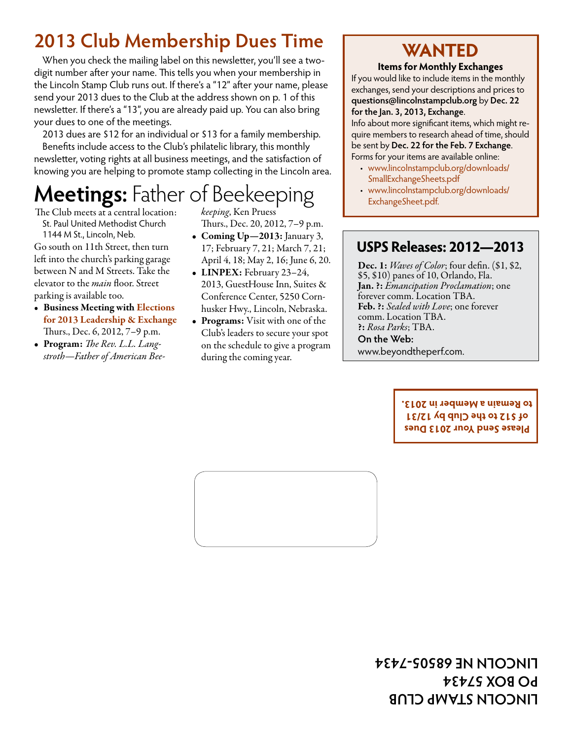## 2013 Club Membership Dues Time

When you check the mailing label on this newsletter, you'll see a two-digit number after your name. This tells you when your membership in the Lincoln Stamp Club runs out. If there's a "12" after your name, please send your 2013 dues to the Club at the address shown on p. 1 of this newsletter. If there's a "13", you are already paid up. You can also bring your dues to one of the meetings.

2013 dues are $12 for an individual or $13 for a family membership.

Benefits include access to the Club's philatelic library, this monthly newsletter, voting rights at all business meetings, and the satisfaction of knowing you are helping to promote stamp collecting in the Lincoln area.

## Meetings: Father of Beekeeping

The Club meets at a central location:
St. Paul United Methodist Church
1144 M St., Lincoln, Neb.

Go south on 11th Street, then turn left into the church's parking garage between N and M Streets. Take the elevator to the *main* floor. Street parking is available too.

- **Business Meeting with Elections for 2013 Leadership & Exchange** Thurs., Dec. 6, 2012, 7–9 p.m.
- **Program:** *The Rev. L.L. Langstroth—Father of American Beekeeping*, Ken Pruess Thurs., Dec. 20, 2012, 7–9 p.m.
- **Coming Up—2013:** January 3, 17; February 7, 21; March 7, 21; April 4, 18; May 2, 16; June 6, 20.
- **LINPEX:** February 23–24, 2013, GuestHouse Inn, Suites & Conference Center, 5250 Cornhusker Hwy., Lincoln, Nebraska.
- **Programs:** Visit with one of the Club's leaders to secure your spot on the schedule to give a program during the coming year.

## WANTED

**Items for Monthly Exchanges**

If you would like to include items in the monthly exchanges, send your descriptions and prices to **questions@lincolnstampclub.org** by **Dec. 22 for the Jan. 3, 2013, Exchange**.

Info about more significant items, which might require members to research ahead of time, should be sent by **Dec. 22 for the Feb. 7 Exchange**.

Forms for your items are available online:

- www.lincolnstampclub.org/downloads/SmallExchangeSheets.pdf
- www.lincolnstampclub.org/downloads/ExchangeSheet.pdf.

## USPS Releases: 2012—2013

**Dec. 1:** *Waves of Color*; four defin. ($1, $2, $5, $10) panes of 10, Orlando, Fla.
**Jan. ?:** *Emancipation Proclamation*; one forever comm. Location TBA.
**Feb. ?:** *Sealed with Love*; one forever comm. Location TBA.
**?:** *Rosa Parks*; TBA.

**On the Web:**
www.beyondtheperf.com.

**Please Send Your 2013 Dues of $12 to the Club by 12/31 to Remain a Member in 2013.**

LINCOLN STAMP CLUB
PO BOX 57434
LINCOLN NE 68505-7434